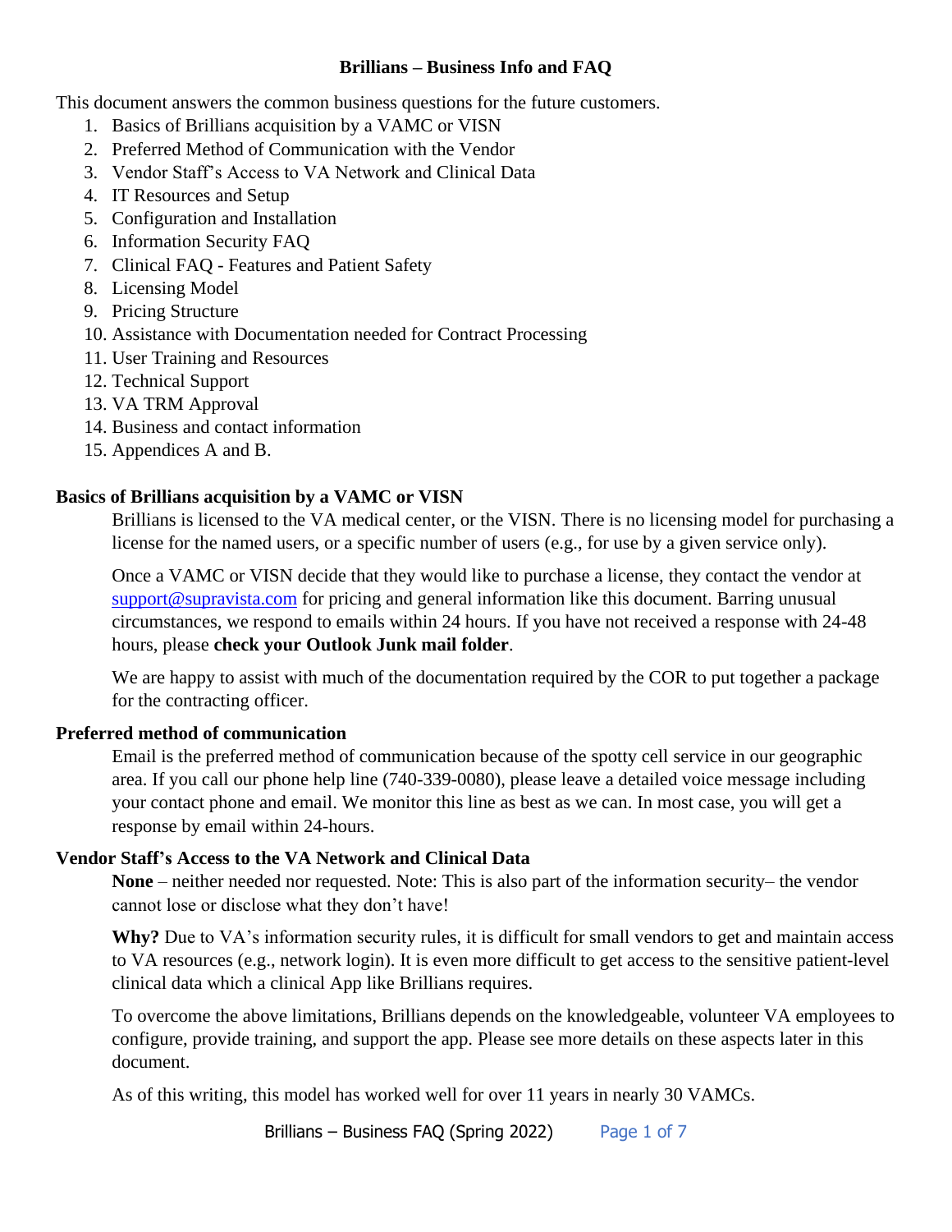# Brillians – Business Info and FAQ

This document answers the common business questions for the future customers.

1. Basics of Brillians acquisition by a VAMC or VISN
2. Preferred Method of Communication with the Vendor
3. Vendor Staff's Access to VA Network and Clinical Data
4. IT Resources and Setup
5. Configuration and Installation
6. Information Security FAQ
7. Clinical FAQ - Features and Patient Safety
8. Licensing Model
9. Pricing Structure
10. Assistance with Documentation needed for Contract Processing
11. User Training and Resources
12. Technical Support
13. VA TRM Approval
14. Business and contact information
15. Appendices A and B.

## Basics of Brillians acquisition by a VAMC or VISN

Brillians is licensed to the VA medical center, or the VISN. There is no licensing model for purchasing a license for the named users, or a specific number of users (e.g., for use by a given service only).

Once a VAMC or VISN decide that they would like to purchase a license, they contact the vendor at support@supravista.com for pricing and general information like this document. Barring unusual circumstances, we respond to emails within 24 hours. If you have not received a response with 24-48 hours, please **check your Outlook Junk mail folder**.

We are happy to assist with much of the documentation required by the COR to put together a package for the contracting officer.

## Preferred method of communication

Email is the preferred method of communication because of the spotty cell service in our geographic area. If you call our phone help line (740-339-0080), please leave a detailed voice message including your contact phone and email. We monitor this line as best as we can. In most case, you will get a response by email within 24-hours.

## Vendor Staff's Access to the VA Network and Clinical Data

**None** – neither needed nor requested. Note: This is also part of the information security– the vendor cannot lose or disclose what they don't have!

**Why?** Due to VA's information security rules, it is difficult for small vendors to get and maintain access to VA resources (e.g., network login). It is even more difficult to get access to the sensitive patient-level clinical data which a clinical App like Brillians requires.

To overcome the above limitations, Brillians depends on the knowledgeable, volunteer VA employees to configure, provide training, and support the app. Please see more details on these aspects later in this document.

As of this writing, this model has worked well for over 11 years in nearly 30 VAMCs.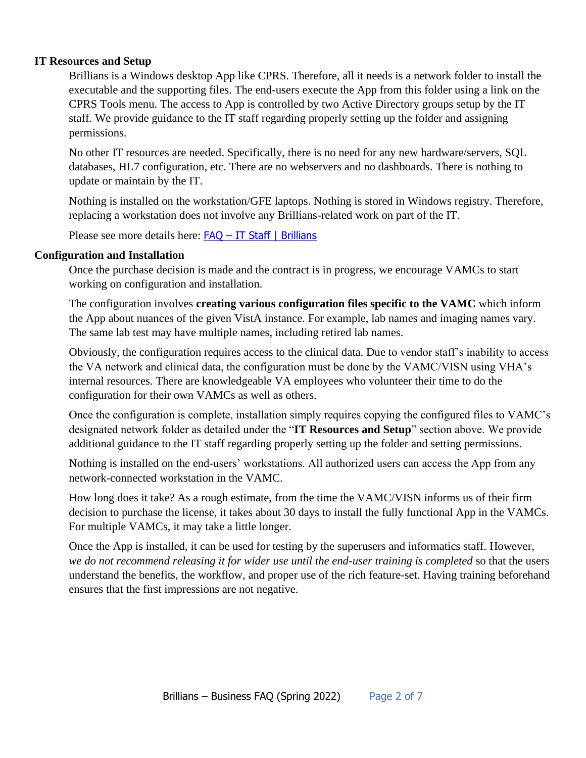### IT Resources and Setup

Brillians is a Windows desktop App like CPRS. Therefore, all it needs is a network folder to install the executable and the supporting files. The end-users execute the App from this folder using a link on the CPRS Tools menu. The access to App is controlled by two Active Directory groups setup by the IT staff. We provide guidance to the IT staff regarding properly setting up the folder and assigning permissions.

No other IT resources are needed. Specifically, there is no need for any new hardware/servers, SQL databases, HL7 configuration, etc. There are no webservers and no dashboards. There is nothing to update or maintain by the IT.

Nothing is installed on the workstation/GFE laptops. Nothing is stored in Windows registry. Therefore, replacing a workstation does not involve any Brillians-related work on part of the IT.

Please see more details here: [FAQ – IT Staff | Brillians]

### Configuration and Installation

Once the purchase decision is made and the contract is in progress, we encourage VAMCs to start working on configuration and installation.

The configuration involves **creating various configuration files specific to the VAMC** which inform the App about nuances of the given VistA instance. For example, lab names and imaging names vary. The same lab test may have multiple names, including retired lab names.

Obviously, the configuration requires access to the clinical data. Due to vendor staff's inability to access the VA network and clinical data, the configuration must be done by the VAMC/VISN using VHA's internal resources. There are knowledgeable VA employees who volunteer their time to do the configuration for their own VAMCs as well as others.

Once the configuration is complete, installation simply requires copying the configured files to VAMC's designated network folder as detailed under the "**IT Resources and Setup**" section above. We provide additional guidance to the IT staff regarding properly setting up the folder and setting permissions.

Nothing is installed on the end-users' workstations. All authorized users can access the App from any network-connected workstation in the VAMC.

How long does it take? As a rough estimate, from the time the VAMC/VISN informs us of their firm decision to purchase the license, it takes about 30 days to install the fully functional App in the VAMCs. For multiple VAMCs, it may take a little longer.

Once the App is installed, it can be used for testing by the superusers and informatics staff. However, *we do not recommend releasing it for wider use until the end-user training is completed* so that the users understand the benefits, the workflow, and proper use of the rich feature-set. Having training beforehand ensures that the first impressions are not negative.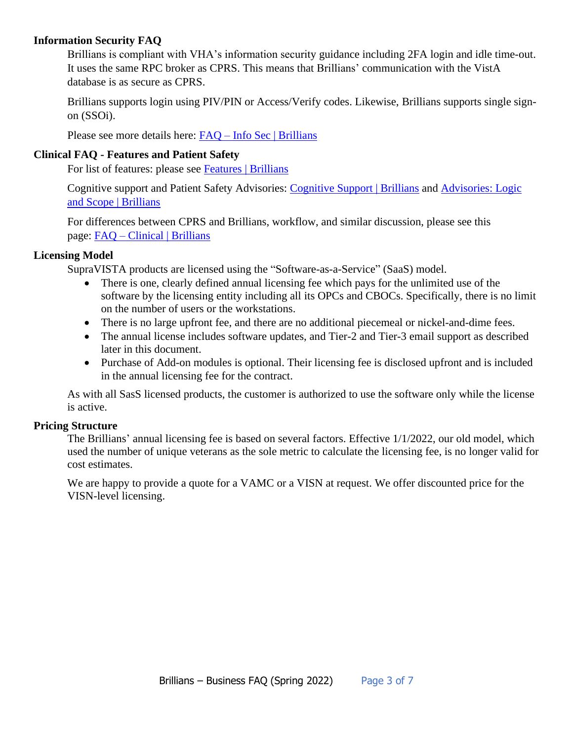## Information Security FAQ

Brillians is compliant with VHA's information security guidance including 2FA login and idle time-out. It uses the same RPC broker as CPRS. This means that Brillians' communication with the VistA database is as secure as CPRS.

Brillians supports login using PIV/PIN or Access/Verify codes. Likewise, Brillians supports single sign-on (SSOi).

Please see more details here: [FAQ – Info Sec | Brillians]

## Clinical FAQ - Features and Patient Safety

For list of features: please see [Features | Brillians]

Cognitive support and Patient Safety Advisories: [Cognitive Support | Brillians] and [Advisories: Logic and Scope | Brillians]

For differences between CPRS and Brillians, workflow, and similar discussion, please see this page: [FAQ – Clinical | Brillians]

## Licensing Model

SupraVISTA products are licensed using the "Software-as-a-Service" (SaaS) model.

- There is one, clearly defined annual licensing fee which pays for the unlimited use of the software by the licensing entity including all its OPCs and CBOCs. Specifically, there is no limit on the number of users or the workstations.
- There is no large upfront fee, and there are no additional piecemeal or nickel-and-dime fees.
- The annual license includes software updates, and Tier-2 and Tier-3 email support as described later in this document.
- Purchase of Add-on modules is optional. Their licensing fee is disclosed upfront and is included in the annual licensing fee for the contract.

As with all SasS licensed products, the customer is authorized to use the software only while the license is active.

## Pricing Structure

The Brillians' annual licensing fee is based on several factors. Effective 1/1/2022, our old model, which used the number of unique veterans as the sole metric to calculate the licensing fee, is no longer valid for cost estimates.

We are happy to provide a quote for a VAMC or a VISN at request. We offer discounted price for the VISN-level licensing.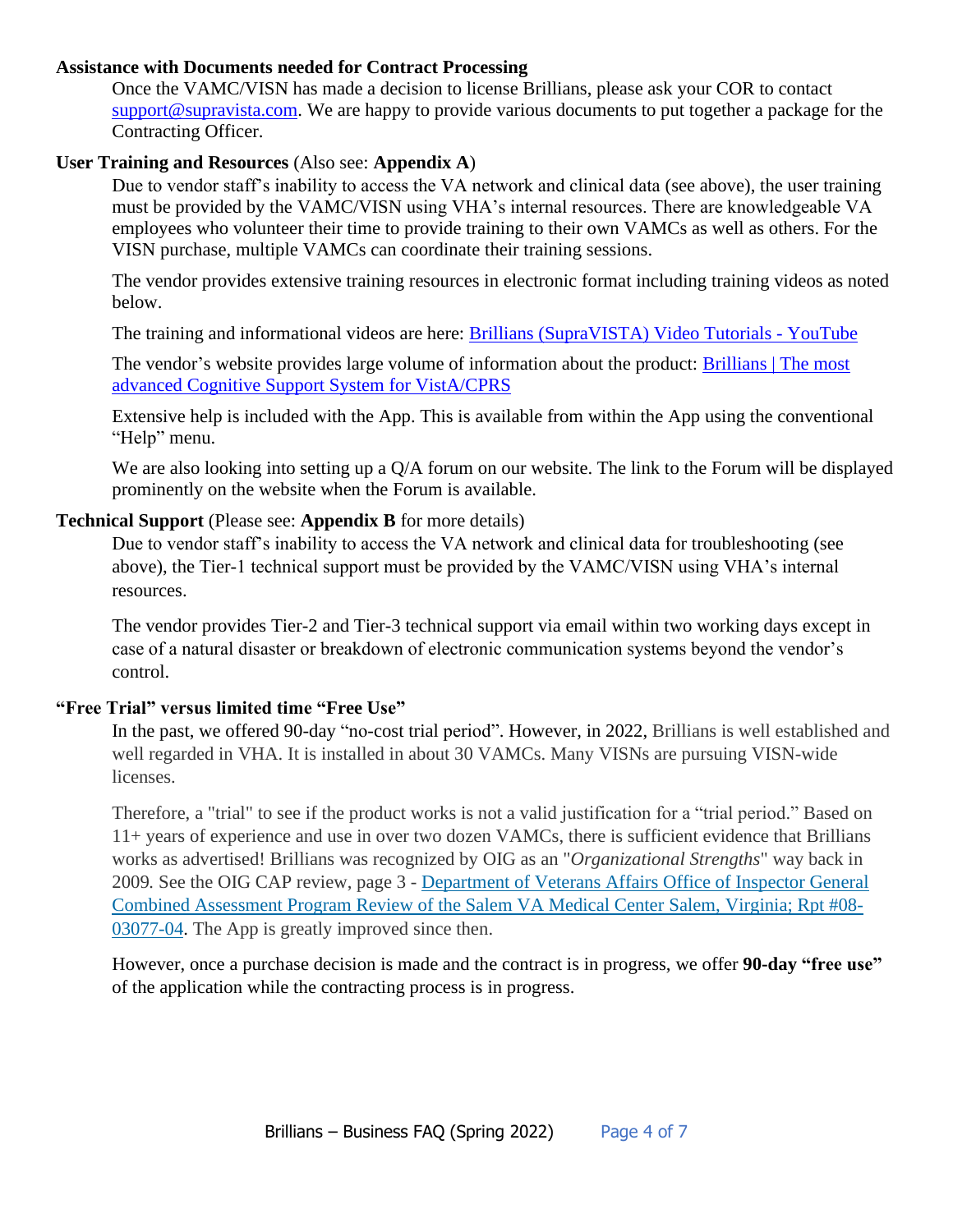**Assistance with Documents needed for Contract Processing**

Once the VAMC/VISN has made a decision to license Brillians, please ask your COR to contact [support@supravista.com](mailto:support@supravista.com). We are happy to provide various documents to put together a package for the Contracting Officer.

**User Training and Resources** (Also see: **Appendix A**)

Due to vendor staff's inability to access the VA network and clinical data (see above), the user training must be provided by the VAMC/VISN using VHA's internal resources. There are knowledgeable VA employees who volunteer their time to provide training to their own VAMCs as well as others. For the VISN purchase, multiple VAMCs can coordinate their training sessions.

The vendor provides extensive training resources in electronic format including training videos as noted below.

The training and informational videos are here: Brillians (SupraVISTA) Video Tutorials - YouTube

The vendor's website provides large volume of information about the product: Brillians | The most advanced Cognitive Support System for VistA/CPRS

Extensive help is included with the App. This is available from within the App using the conventional "Help" menu.

We are also looking into setting up a Q/A forum on our website. The link to the Forum will be displayed prominently on the website when the Forum is available.

**Technical Support** (Please see: **Appendix B** for more details)

Due to vendor staff's inability to access the VA network and clinical data for troubleshooting (see above), the Tier-1 technical support must be provided by the VAMC/VISN using VHA's internal resources.

The vendor provides Tier-2 and Tier-3 technical support via email within two working days except in case of a natural disaster or breakdown of electronic communication systems beyond the vendor's control.

**"Free Trial" versus limited time "Free Use"**

In the past, we offered 90-day "no-cost trial period". However, in 2022, Brillians is well established and well regarded in VHA. It is installed in about 30 VAMCs. Many VISNs are pursuing VISN-wide licenses.

Therefore, a "trial" to see if the product works is not a valid justification for a "trial period." Based on 11+ years of experience and use in over two dozen VAMCs, there is sufficient evidence that Brillians works as advertised! Brillians was recognized by OIG as an "*Organizational Strengths*" way back in 2009. See the OIG CAP review, page 3 - Department of Veterans Affairs Office of Inspector General Combined Assessment Program Review of the Salem VA Medical Center Salem, Virginia; Rpt #08-03077-04. The App is greatly improved since then.

However, once a purchase decision is made and the contract is in progress, we offer **90-day "free use"** of the application while the contracting process is in progress.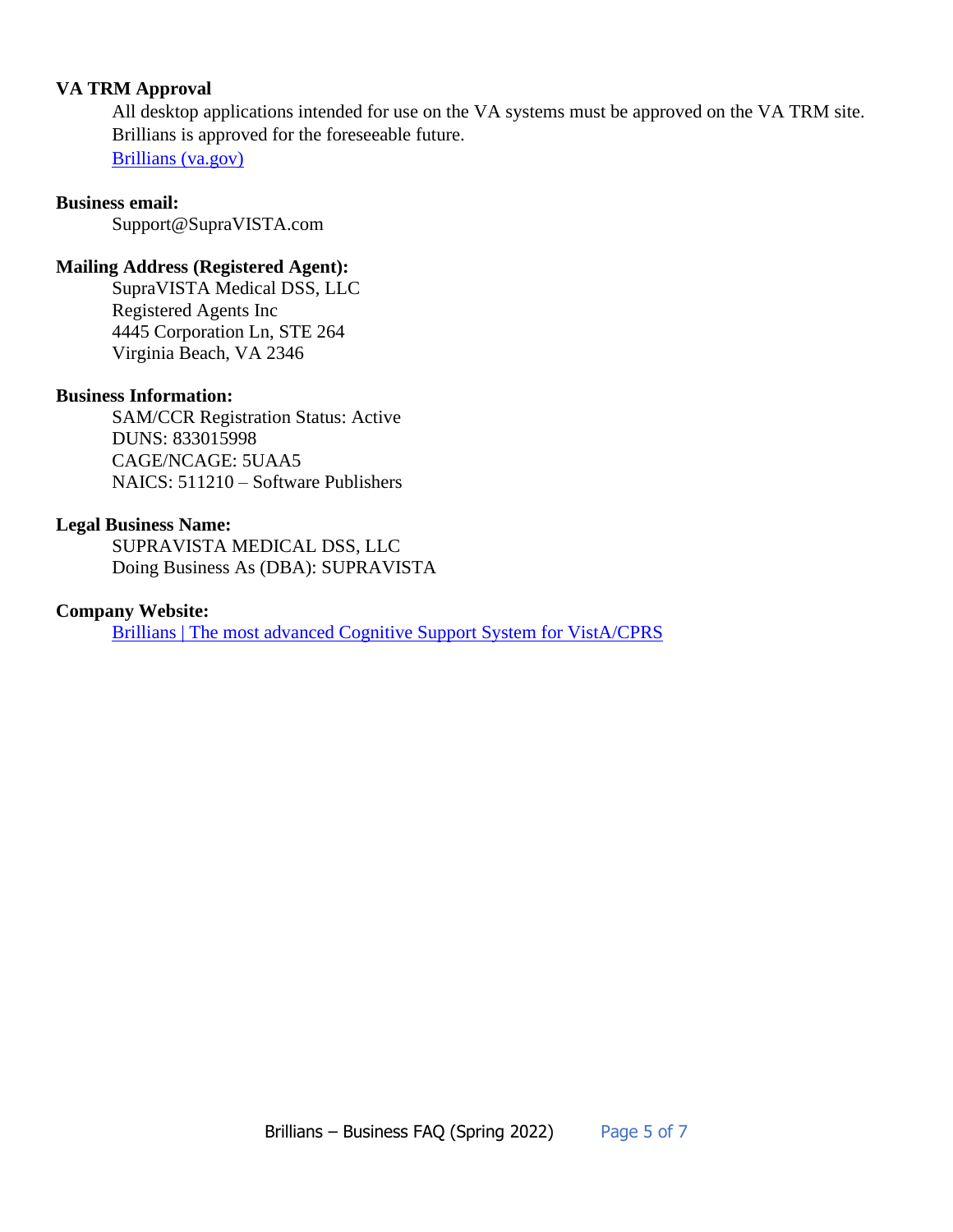**VA TRM Approval**

All desktop applications intended for use on the VA systems must be approved on the VA TRM site. Brillians is approved for the foreseeable future.

[Brillians (va.gov)]

**Business email:**

Support@SupraVISTA.com

**Mailing Address (Registered Agent):**

SupraVISTA Medical DSS, LLC
Registered Agents Inc
4445 Corporation Ln, STE 264
Virginia Beach, VA 2346

**Business Information:**

SAM/CCR Registration Status: Active
DUNS: 833015998
CAGE/NCAGE: 5UAA5
NAICS: 511210 – Software Publishers

**Legal Business Name:**

SUPRAVISTA MEDICAL DSS, LLC
Doing Business As (DBA): SUPRAVISTA

**Company Website:**

[Brillians | The most advanced Cognitive Support System for VistA/CPRS]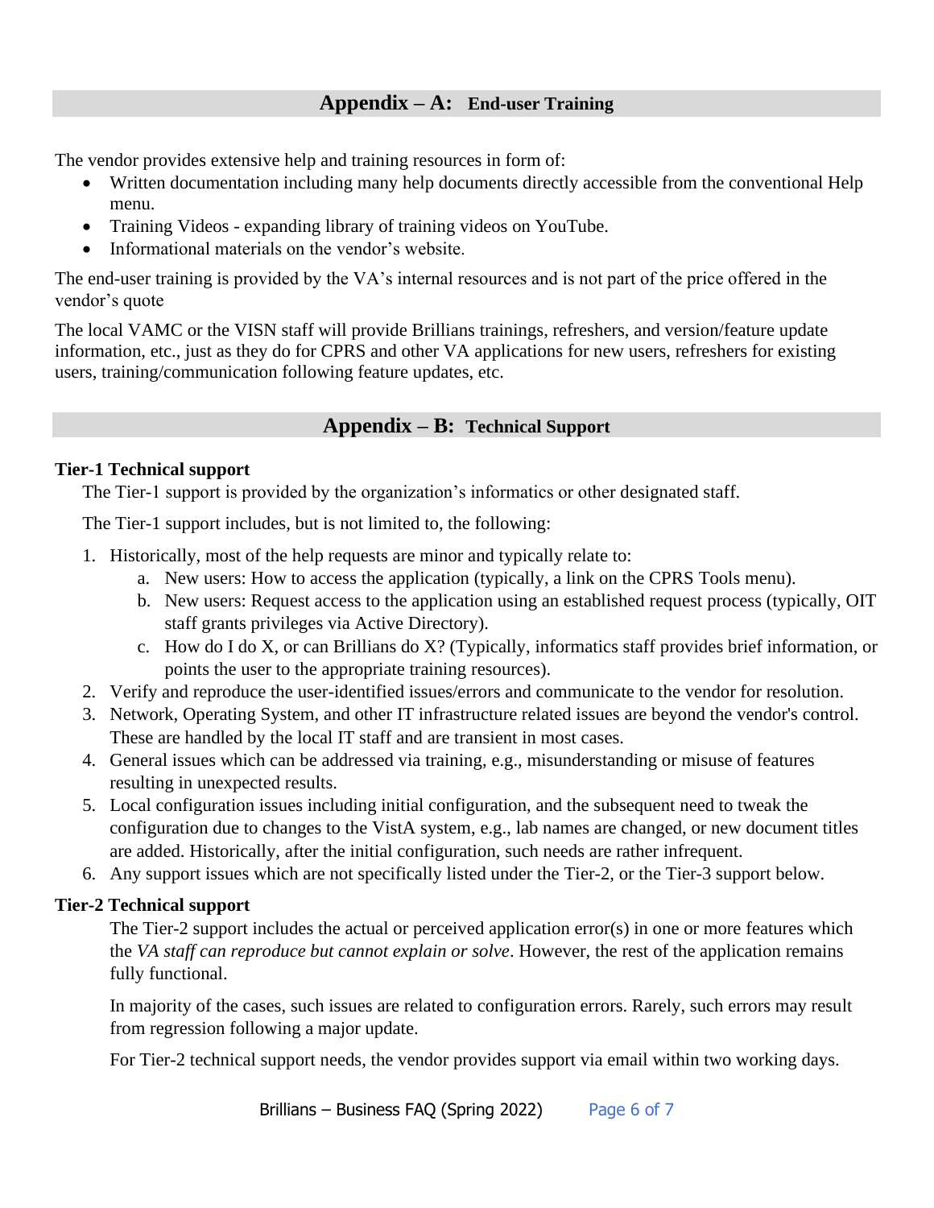## Appendix – A: End-user Training

The vendor provides extensive help and training resources in form of:

- Written documentation including many help documents directly accessible from the conventional Help menu.
- Training Videos - expanding library of training videos on YouTube.
- Informational materials on the vendor's website.

The end-user training is provided by the VA's internal resources and is not part of the price offered in the vendor's quote

The local VAMC or the VISN staff will provide Brillians trainings, refreshers, and version/feature update information, etc., just as they do for CPRS and other VA applications for new users, refreshers for existing users, training/communication following feature updates, etc.

## Appendix – B: Technical Support

**Tier-1 Technical support**

The Tier-1 support is provided by the organization's informatics or other designated staff.

The Tier-1 support includes, but is not limited to, the following:

1. Historically, most of the help requests are minor and typically relate to:
   a. New users: How to access the application (typically, a link on the CPRS Tools menu).
   b. New users: Request access to the application using an established request process (typically, OIT staff grants privileges via Active Directory).
   c. How do I do X, or can Brillians do X? (Typically, informatics staff provides brief information, or points the user to the appropriate training resources).
2. Verify and reproduce the user-identified issues/errors and communicate to the vendor for resolution.
3. Network, Operating System, and other IT infrastructure related issues are beyond the vendor's control. These are handled by the local IT staff and are transient in most cases.
4. General issues which can be addressed via training, e.g., misunderstanding or misuse of features resulting in unexpected results.
5. Local configuration issues including initial configuration, and the subsequent need to tweak the configuration due to changes to the VistA system, e.g., lab names are changed, or new document titles are added. Historically, after the initial configuration, such needs are rather infrequent.
6. Any support issues which are not specifically listed under the Tier-2, or the Tier-3 support below.

**Tier-2 Technical support**

The Tier-2 support includes the actual or perceived application error(s) in one or more features which the *VA staff can reproduce but cannot explain or solve*. However, the rest of the application remains fully functional.

In majority of the cases, such issues are related to configuration errors. Rarely, such errors may result from regression following a major update.

For Tier-2 technical support needs, the vendor provides support via email within two working days.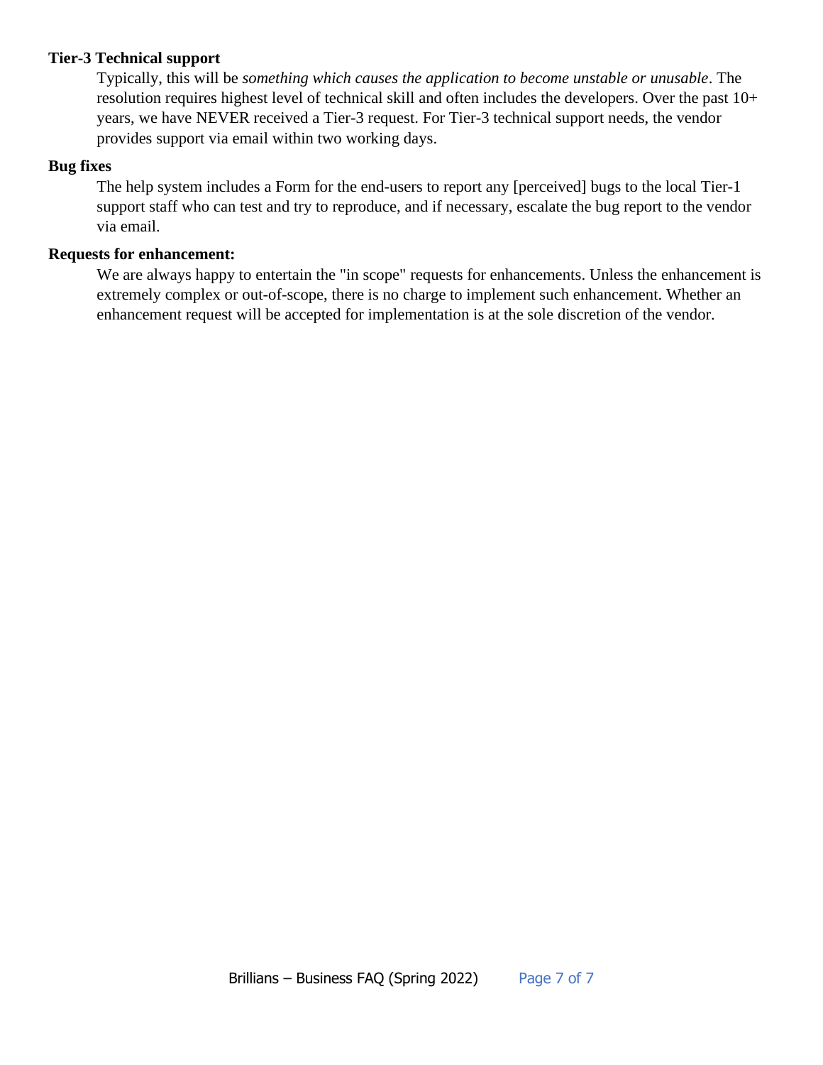**Tier-3 Technical support**

Typically, this will be *something which causes the application to become unstable or unusable*. The resolution requires highest level of technical skill and often includes the developers. Over the past 10+ years, we have NEVER received a Tier-3 request. For Tier-3 technical support needs, the vendor provides support via email within two working days.

**Bug fixes**

The help system includes a Form for the end-users to report any [perceived] bugs to the local Tier-1 support staff who can test and try to reproduce, and if necessary, escalate the bug report to the vendor via email.

**Requests for enhancement:**

We are always happy to entertain the "in scope" requests for enhancements. Unless the enhancement is extremely complex or out-of-scope, there is no charge to implement such enhancement. Whether an enhancement request will be accepted for implementation is at the sole discretion of the vendor.